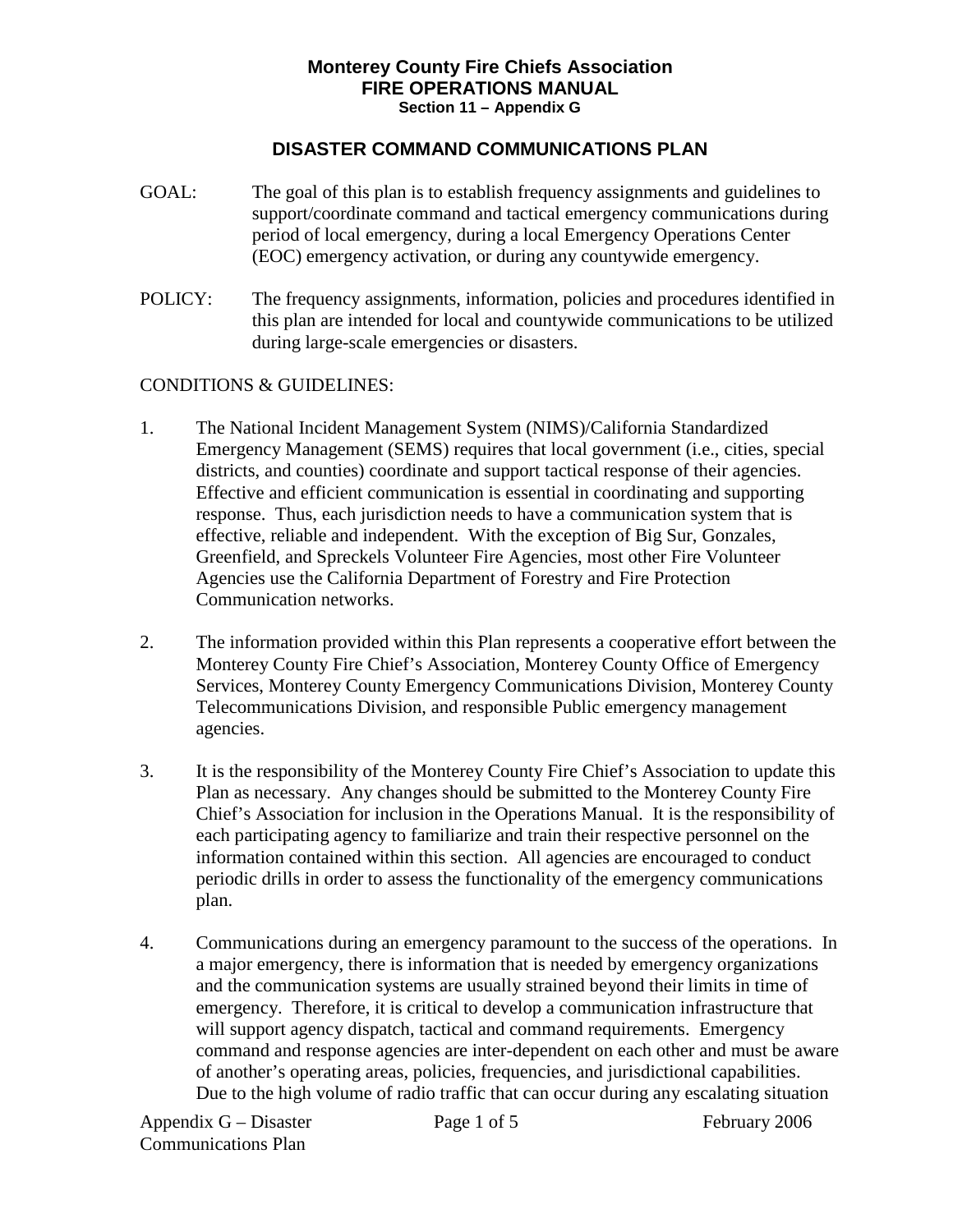# Monterey County Fire Chiefs Association
## FIRE OPERATIONS MANUAL
### Section 11 – Appendix G

## DISASTER COMMAND COMMUNICATIONS PLAN

GOAL: The goal of this plan is to establish frequency assignments and guidelines to support/coordinate command and tactical emergency communications during period of local emergency, during a local Emergency Operations Center (EOC) emergency activation, or during any countywide emergency.

POLICY: The frequency assignments, information, policies and procedures identified in this plan are intended for local and countywide communications to be utilized during large-scale emergencies or disasters.

CONDITIONS & GUIDELINES:

1. The National Incident Management System (NIMS)/California Standardized Emergency Management (SEMS) requires that local government (i.e., cities, special districts, and counties) coordinate and support tactical response of their agencies. Effective and efficient communication is essential in coordinating and supporting response. Thus, each jurisdiction needs to have a communication system that is effective, reliable and independent. With the exception of Big Sur, Gonzales, Greenfield, and Spreckels Volunteer Fire Agencies, most other Fire Volunteer Agencies use the California Department of Forestry and Fire Protection Communication networks.

2. The information provided within this Plan represents a cooperative effort between the Monterey County Fire Chief's Association, Monterey County Office of Emergency Services, Monterey County Emergency Communications Division, Monterey County Telecommunications Division, and responsible Public emergency management agencies.

3. It is the responsibility of the Monterey County Fire Chief's Association to update this Plan as necessary. Any changes should be submitted to the Monterey County Fire Chief's Association for inclusion in the Operations Manual. It is the responsibility of each participating agency to familiarize and train their respective personnel on the information contained within this section. All agencies are encouraged to conduct periodic drills in order to assess the functionality of the emergency communications plan.

4. Communications during an emergency paramount to the success of the operations. In a major emergency, there is information that is needed by emergency organizations and the communication systems are usually strained beyond their limits in time of emergency. Therefore, it is critical to develop a communication infrastructure that will support agency dispatch, tactical and command requirements. Emergency command and response agencies are inter-dependent on each other and must be aware of another's operating areas, policies, frequencies, and jurisdictional capabilities. Due to the high volume of radio traffic that can occur during any escalating situation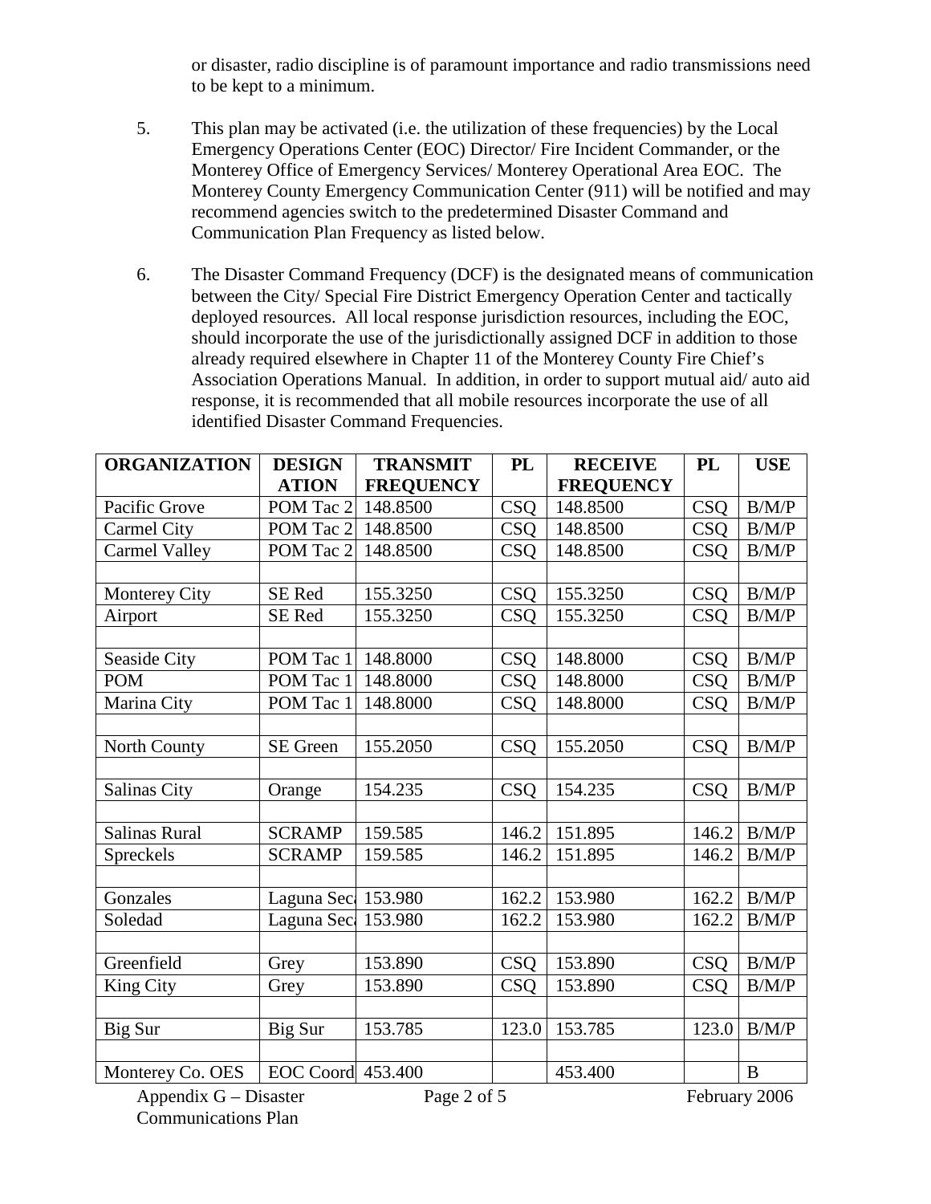or disaster, radio discipline is of paramount importance and radio transmissions need to be kept to a minimum.

5. This plan may be activated (i.e. the utilization of these frequencies) by the Local Emergency Operations Center (EOC) Director/ Fire Incident Commander, or the Monterey Office of Emergency Services/ Monterey Operational Area EOC. The Monterey County Emergency Communication Center (911) will be notified and may recommend agencies switch to the predetermined Disaster Command and Communication Plan Frequency as listed below.

6. The Disaster Command Frequency (DCF) is the designated means of communication between the City/ Special Fire District Emergency Operation Center and tactically deployed resources. All local response jurisdiction resources, including the EOC, should incorporate the use of the jurisdictionally assigned DCF in addition to those already required elsewhere in Chapter 11 of the Monterey County Fire Chief's Association Operations Manual. In addition, in order to support mutual aid/ auto aid response, it is recommended that all mobile resources incorporate the use of all identified Disaster Command Frequencies.

| ORGANIZATION | DESIGNATION | TRANSMIT FREQUENCY | PL | RECEIVE FREQUENCY | PL | USE |
|---|---|---|---|---|---|---|
| Pacific Grove | POM Tac 2 | 148.8500 | CSQ | 148.8500 | CSQ | B/M/P |
| Carmel City | POM Tac 2 | 148.8500 | CSQ | 148.8500 | CSQ | B/M/P |
| Carmel Valley | POM Tac 2 | 148.8500 | CSQ | 148.8500 | CSQ | B/M/P |
| | | | | | | |
| Monterey City | SE Red | 155.3250 | CSQ | 155.3250 | CSQ | B/M/P |
| Airport | SE Red | 155.3250 | CSQ | 155.3250 | CSQ | B/M/P |
| | | | | | | |
| Seaside City | POM Tac 1 | 148.8000 | CSQ | 148.8000 | CSQ | B/M/P |
| POM | POM Tac 1 | 148.8000 | CSQ | 148.8000 | CSQ | B/M/P |
| Marina City | POM Tac 1 | 148.8000 | CSQ | 148.8000 | CSQ | B/M/P |
| | | | | | | |
| North County | SE Green | 155.2050 | CSQ | 155.2050 | CSQ | B/M/P |
| | | | | | | |
| Salinas City | Orange | 154.235 | CSQ | 154.235 | CSQ | B/M/P |
| | | | | | | |
| Salinas Rural | SCRAMP | 159.585 | 146.2 | 151.895 | 146.2 | B/M/P |
| Spreckels | SCRAMP | 159.585 | 146.2 | 151.895 | 146.2 | B/M/P |
| | | | | | | |
| Gonzales | Laguna Seca | 153.980 | 162.2 | 153.980 | 162.2 | B/M/P |
| Soledad | Laguna Seca | 153.980 | 162.2 | 153.980 | 162.2 | B/M/P |
| | | | | | | |
| Greenfield | Grey | 153.890 | CSQ | 153.890 | CSQ | B/M/P |
| King City | Grey | 153.890 | CSQ | 153.890 | CSQ | B/M/P |
| | | | | | | |
| Big Sur | Big Sur | 153.785 | 123.0 | 153.785 | 123.0 | B/M/P |
| | | | | | | |
| Monterey Co. OES | EOC Coord | 453.400 | | 453.400 | | B |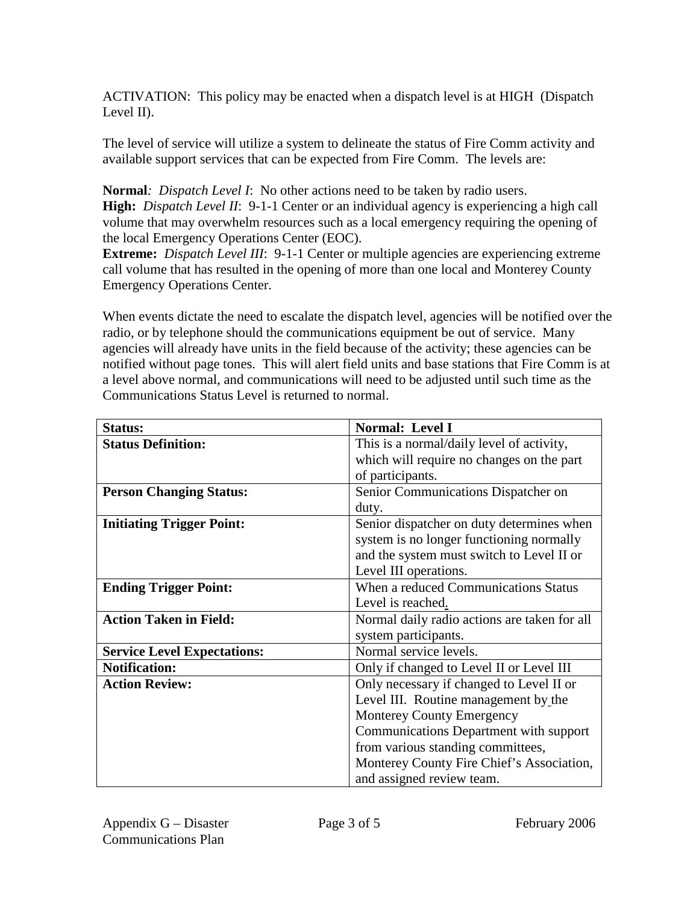ACTIVATION: This policy may be enacted when a dispatch level is at HIGH (Dispatch Level II).

The level of service will utilize a system to delineate the status of Fire Comm activity and available support services that can be expected from Fire Comm. The levels are:

**Normal***:* *Dispatch Level I*: No other actions need to be taken by radio users.
**High:** *Dispatch Level II*: 9-1-1 Center or an individual agency is experiencing a high call volume that may overwhelm resources such as a local emergency requiring the opening of the local Emergency Operations Center (EOC).
**Extreme:** *Dispatch Level III*: 9-1-1 Center or multiple agencies are experiencing extreme call volume that has resulted in the opening of more than one local and Monterey County Emergency Operations Center.

When events dictate the need to escalate the dispatch level, agencies will be notified over the radio, or by telephone should the communications equipment be out of service. Many agencies will already have units in the field because of the activity; these agencies can be notified without page tones. This will alert field units and base stations that Fire Comm is at a level above normal, and communications will need to be adjusted until such time as the Communications Status Level is returned to normal.

| **Status:** | **Normal: Level I** |
|---|---|
| **Status Definition:** | This is a normal/daily level of activity, which will require no changes on the part of participants. |
| **Person Changing Status:** | Senior Communications Dispatcher on duty. |
| **Initiating Trigger Point:** | Senior dispatcher on duty determines when system is no longer functioning normally and the system must switch to Level II or Level III operations. |
| **Ending Trigger Point:** | When a reduced Communications Status Level is reached. |
| **Action Taken in Field:** | Normal daily radio actions are taken for all system participants. |
| **Service Level Expectations:** | Normal service levels. |
| **Notification:** | Only if changed to Level II or Level III |
| **Action Review:** | Only necessary if changed to Level II or Level III. Routine management by the Monterey County Emergency Communications Department with support from various standing committees, Monterey County Fire Chief's Association, and assigned review team. |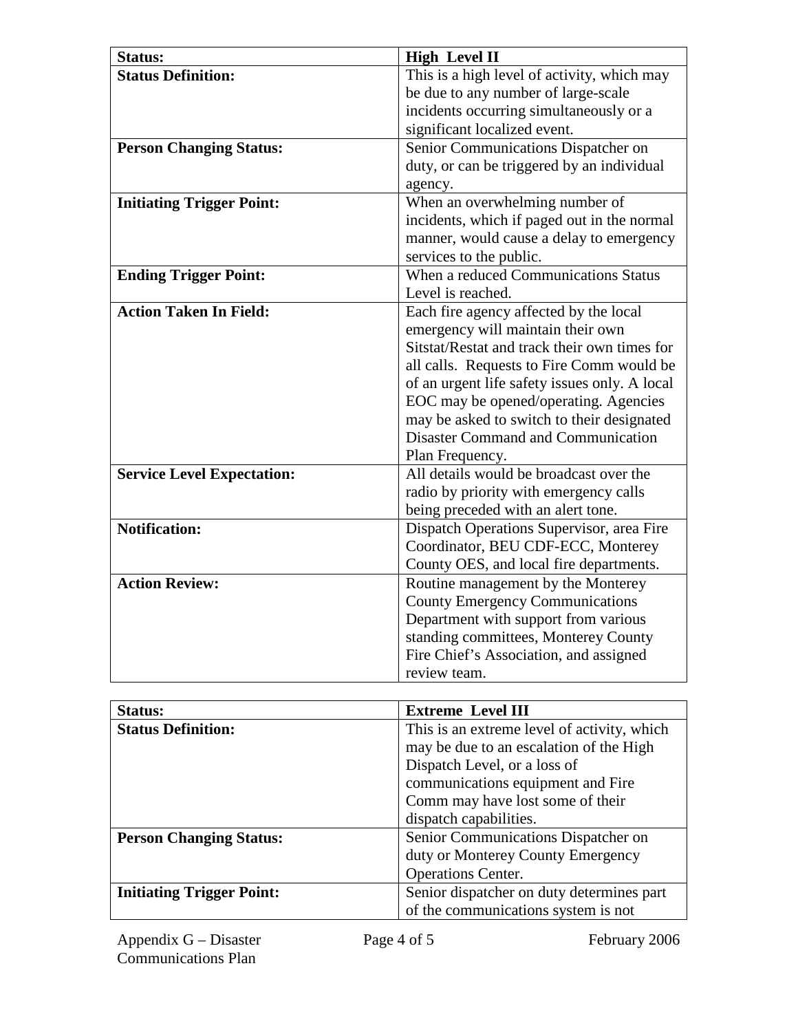| Status: | High Level II |
| --- | --- |
| Status Definition: | This is a high level of activity, which may be due to any number of large-scale incidents occurring simultaneously or a significant localized event. |
| Person Changing Status: | Senior Communications Dispatcher on duty, or can be triggered by an individual agency. |
| Initiating Trigger Point: | When an overwhelming number of incidents, which if paged out in the normal manner, would cause a delay to emergency services to the public. |
| Ending Trigger Point: | When a reduced Communications Status Level is reached. |
| Action Taken In Field: | Each fire agency affected by the local emergency will maintain their own Sitstat/Restat and track their own times for all calls. Requests to Fire Comm would be of an urgent life safety issues only. A local EOC may be opened/operating. Agencies may be asked to switch to their designated Disaster Command and Communication Plan Frequency. |
| Service Level Expectation: | All details would be broadcast over the radio by priority with emergency calls being preceded with an alert tone. |
| Notification: | Dispatch Operations Supervisor, area Fire Coordinator, BEU CDF-ECC, Monterey County OES, and local fire departments. |
| Action Review: | Routine management by the Monterey County Emergency Communications Department with support from various standing committees, Monterey County Fire Chief's Association, and assigned review team. |

| Status: | Extreme Level III |
| --- | --- |
| Status Definition: | This is an extreme level of activity, which may be due to an escalation of the High Dispatch Level, or a loss of communications equipment and Fire Comm may have lost some of their dispatch capabilities. |
| Person Changing Status: | Senior Communications Dispatcher on duty or Monterey County Emergency Operations Center. |
| Initiating Trigger Point: | Senior dispatcher on duty determines part of the communications system is not |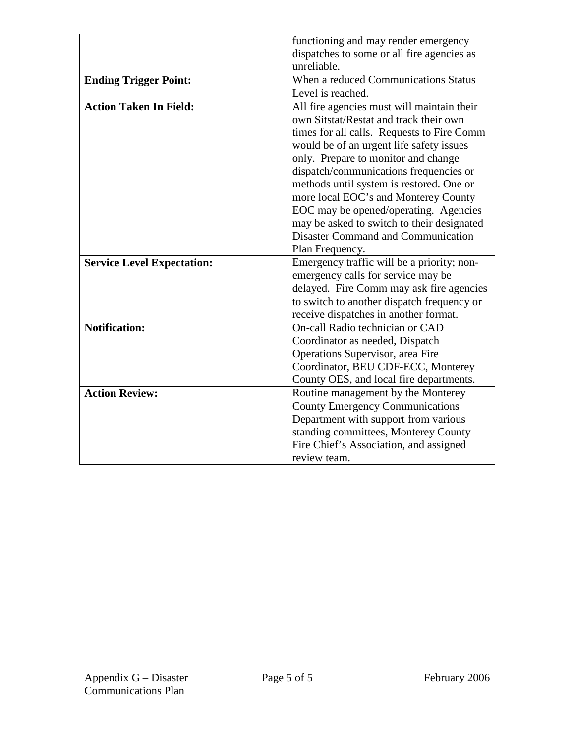| | |
|---|---|
| | functioning and may render emergency dispatches to some or all fire agencies as unreliable. |
| **Ending Trigger Point:** | When a reduced Communications Status Level is reached. |
| **Action Taken In Field:** | All fire agencies must will maintain their own Sitstat/Restat and track their own times for all calls. Requests to Fire Comm would be of an urgent life safety issues only. Prepare to monitor and change dispatch/communications frequencies or methods until system is restored. One or more local EOC's and Monterey County EOC may be opened/operating. Agencies may be asked to switch to their designated Disaster Command and Communication Plan Frequency. |
| **Service Level Expectation:** | Emergency traffic will be a priority; non-emergency calls for service may be delayed. Fire Comm may ask fire agencies to switch to another dispatch frequency or receive dispatches in another format. |
| **Notification:** | On-call Radio technician or CAD Coordinator as needed, Dispatch Operations Supervisor, area Fire Coordinator, BEU CDF-ECC, Monterey County OES, and local fire departments. |
| **Action Review:** | Routine management by the Monterey County Emergency Communications Department with support from various standing committees, Monterey County Fire Chief's Association, and assigned review team. |